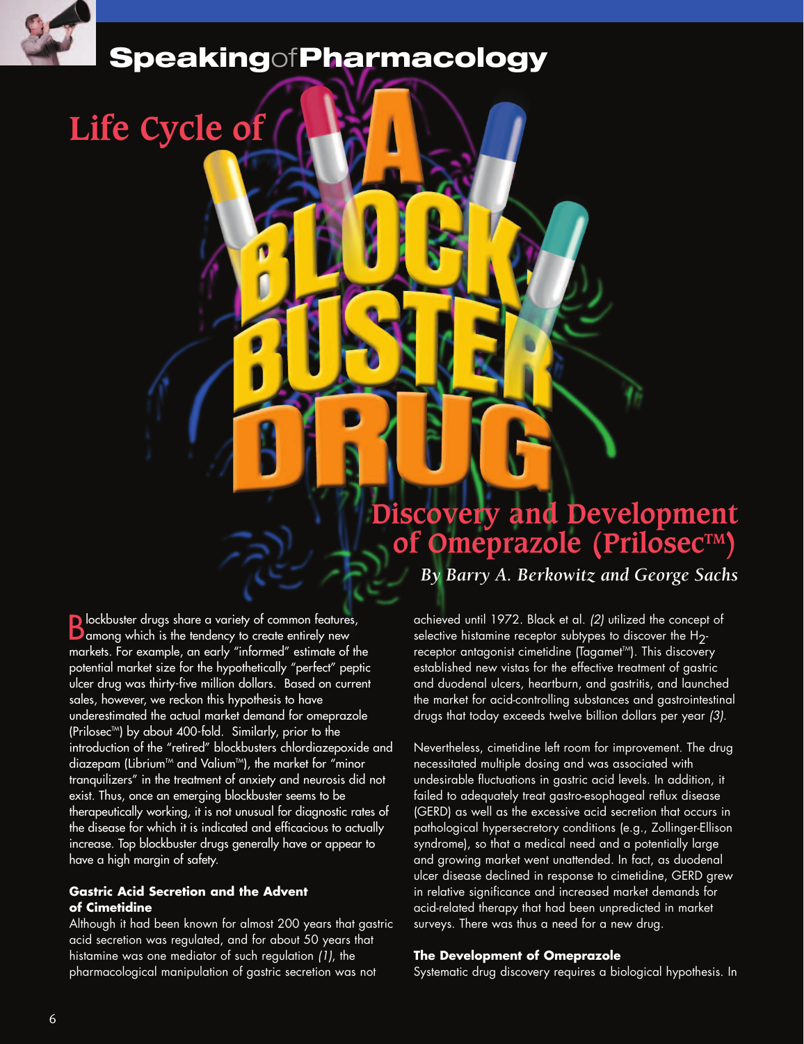# Life Cycle of A BLOCKBUSTER DRUG

## Discovery and Development of Omeprazole (Prilosec™)

*By Barry A. Berkowitz and George Sachs*

Blockbuster drugs share a variety of common features, among which is the tendency to create entirely new markets. For example, an early "informed" estimate of the potential market size for the hypothetically "perfect" peptic ulcer drug was thirty-five million dollars. Based on current sales, however, we reckon this hypothesis to have underestimated the actual market demand for omeprazole (Prilosec™) by about 400-fold. Similarly, prior to the introduction of the "retired" blockbusters chlordiazepoxide and diazepam (Librium™ and Valium™), the market for "minor tranquilizers" in the treatment of anxiety and neurosis did not exist. Thus, once an emerging blockbuster seems to be therapeutically working, it is not unusual for diagnostic rates of the disease for which it is indicated and efficacious to actually increase. Top blockbuster drugs generally have or appear to have a high margin of safety.

### Gastric Acid Secretion and the Advent of Cimetidine

Although it had been known for almost 200 years that gastric acid secretion was regulated, and for about 50 years that histamine was one mediator of such regulation *(1)*, the pharmacological manipulation of gastric secretion was not achieved until 1972. Black et al. *(2)* utilized the concept of selective histamine receptor subtypes to discover the $H_2$-receptor antagonist cimetidine (Tagamet™). This discovery established new vistas for the effective treatment of gastric and duodenal ulcers, heartburn, and gastritis, and launched the market for acid-controlling substances and gastrointestinal drugs that today exceeds twelve billion dollars per year *(3)*.

Nevertheless, cimetidine left room for improvement. The drug necessitated multiple dosing and was associated with undesirable fluctuations in gastric acid levels. In addition, it failed to adequately treat gastro-esophageal reflux disease (GERD) as well as the excessive acid secretion that occurs in pathological hypersecretory conditions (e.g., Zollinger-Ellison syndrome), so that a medical need and a potentially large and growing market went unattended. In fact, as duodenal ulcer disease declined in response to cimetidine, GERD grew in relative significance and increased market demands for acid-related therapy that had been unpredicted in market surveys. There was thus a need for a new drug.

### The Development of Omeprazole

Systematic drug discovery requires a biological hypothesis. In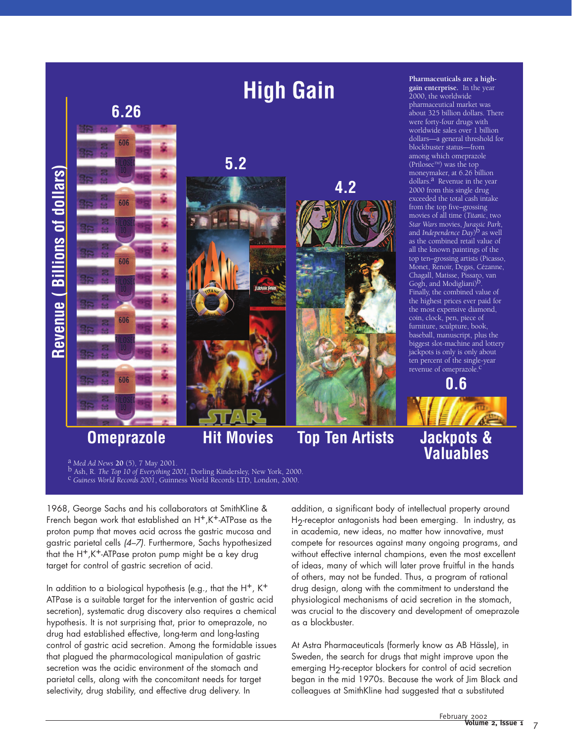## High Gain

Revenue ( Billions of dollars)

| Omeprazole | Hit Movies | Top Ten Artists | Jackpots & Valuables |
|---|---|---|---|
| 6.26 | 5.2 | 4.2 | 0.6 |

**Pharmaceuticals are a high-gain enterprise.** In the year 2000, the worldwide pharmaceutical market was about 325 billion dollars. There were forty-four drugs with worldwide sales over 1 billion dollars—a general threshold for blockbuster status—from among which omeprazole (Prilosec™) was the top moneymaker, at 6.26 billion dollars.[a] Revenue in the year 2000 from this single drug exceeded the total cash intake from the top five–grossing movies of all time (*Titanic*, two *Star Wars* movies, *Jurassic Park*, and *Independence Day*)[b] as well as the combined retail value of all the known paintings of the top ten–grossing artists (Picasso, Monet, Renoir, Degas, Cézanne, Chagall, Matisse, Pissaro, van Gogh, and Modigliani)[b]. Finally, the combined value of the highest prices ever paid for the most expensive diamond, coin, clock, pen, piece of furniture, sculpture, book, baseball, manuscript, plus the biggest slot-machine and lottery jackpots is only is only about ten percent of the single-year revenue of omeprazole.[c]

[a] *Med Ad News* **20** (5), 7 May 2001.
[b] Ash, R. *The Top 10 of Everything 2001*, Dorling Kindersley, New York, 2000.
[c] *Guiness World Records 2001*, Guiness World Records LTD, London, 2000.

1968, George Sachs and his collaborators at SmithKline & French began work that established an $H^+,K^+$-ATPase as the proton pump that moves acid across the gastric mucosa and gastric parietal cells *(4–7)*. Furthermore, Sachs hypothesized that the $H^+,K^+$-ATPase proton pump might be a key drug target for control of gastric secretion of acid.

In addition to a biological hypothesis (e.g., that the $H^+$, $K^+$ ATPase is a suitable target for the intervention of gastric acid secretion), systematic drug discovery also requires a chemical hypothesis. It is not surprising that, prior to omeprazole, no drug had established effective, long-term and long-lasting control of gastric acid secretion. Among the formidable issues that plagued the pharmacological manipulation of gastric secretion was the acidic environment of the stomach and parietal cells, along with the concomitant needs for target selectivity, drug stability, and effective drug delivery. In addition, a significant body of intellectual property around $H_2$-receptor antagonists had been emerging. In industry, as in academia, new ideas, no matter how innovative, must compete for resources against many ongoing programs, and without effective internal champions, even the most excellent of ideas, many of which will later prove fruitful in the hands of others, may not be funded. Thus, a program of rational drug design, along with the commitment to understand the physiological mechanisms of acid secretion in the stomach, was crucial to the discovery and development of omeprazole as a blockbuster.

At Astra Pharmaceuticals (formerly know as AB Hässle), in Sweden, the search for drugs that might improve upon the emerging $H_2$-receptor blockers for control of acid secretion began in the mid 1970s. Because the work of Jim Black and colleagues at SmithKline had suggested that a substituted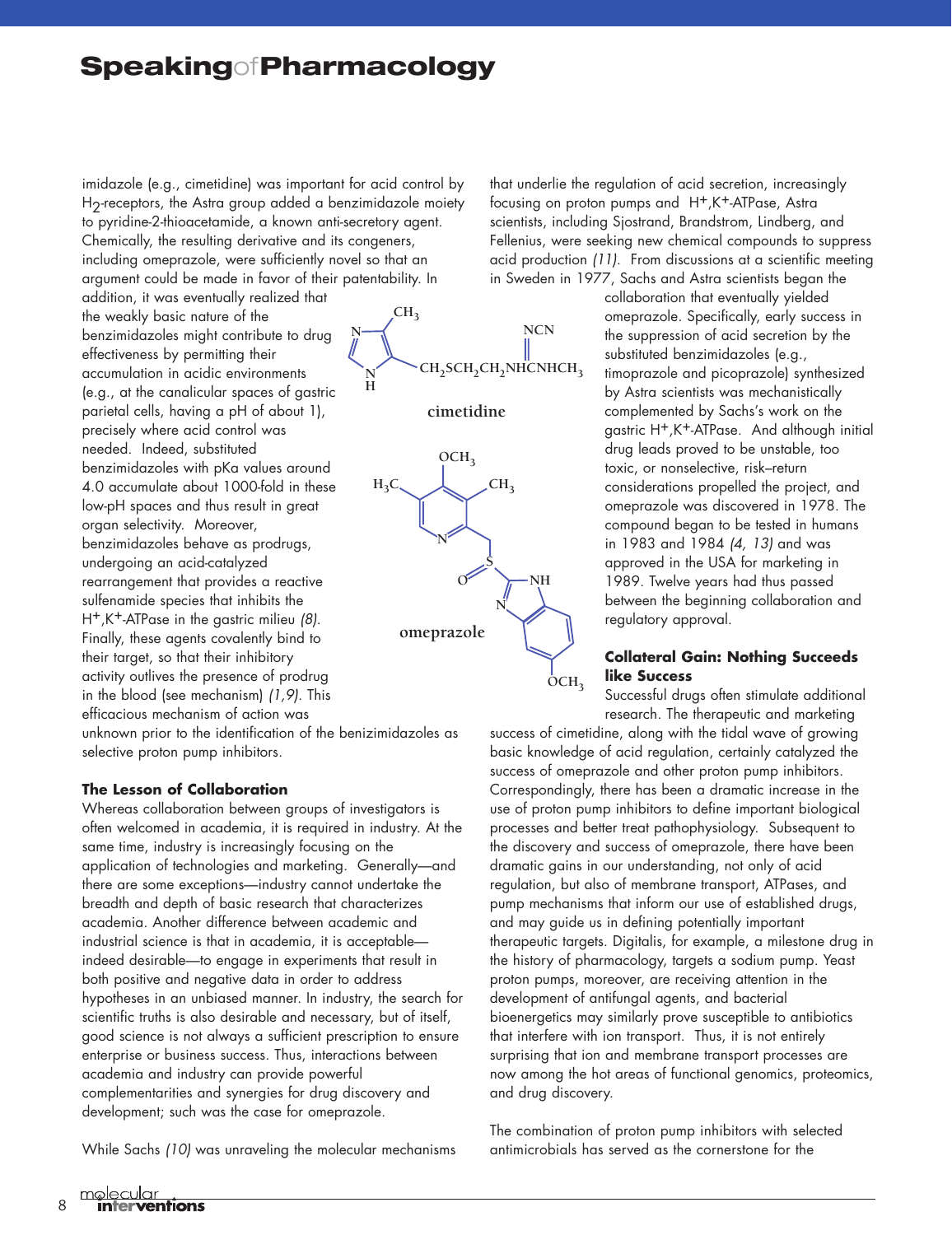imidazole (e.g., cimetidine) was important for acid control by $H_2$-receptors, the Astra group added a benzimidazole moiety to pyridine-2-thioacetamide, a known anti-secretory agent. Chemically, the resulting derivative and its congeners, including omeprazole, were sufficiently novel so that an argument could be made in favor of their patentability. In addition, it was eventually realized that the weakly basic nature of the benzimidazoles might contribute to drug effectiveness by permitting their accumulation in acidic environments (e.g., at the canalicular spaces of gastric parietal cells, having a pH of about 1), precisely where acid control was needed. Indeed, substituted benzimidazoles with pKa values around 4.0 accumulate about 1000-fold in these low-pH spaces and thus result in great organ selectivity. Moreover, benzimidazoles behave as prodrugs, undergoing an acid-catalyzed rearrangement that provides a reactive sulfenamide species that inhibits the $H^+,K^+$-ATPase in the gastric milieu *(8)*. Finally, these agents covalently bind to their target, so that their inhibitory activity outlives the presence of prodrug in the blood (see mechanism) *(1,9)*. This efficacious mechanism of action was unknown prior to the identification of the benzimidazoles as selective proton pump inhibitors.

cimetidine

omeprazole

### The Lesson of Collaboration

Whereas collaboration between groups of investigators is often welcomed in academia, it is required in industry. At the same time, industry is increasingly focusing on the application of technologies and marketing. Generally—and there are some exceptions—industry cannot undertake the breadth and depth of basic research that characterizes academia. Another difference between academic and industrial science is that in academia, it is acceptable—indeed desirable—to engage in experiments that result in both positive and negative data in order to address hypotheses in an unbiased manner. In industry, the search for scientific truths is also desirable and necessary, but of itself, good science is not always a sufficient prescription to ensure enterprise or business success. Thus, interactions between academia and industry can provide powerful complementarities and synergies for drug discovery and development; such was the case for omeprazole.

While Sachs *(10)* was unraveling the molecular mechanisms that underlie the regulation of acid secretion, increasingly focusing on proton pumps and $H^+,K^+$-ATPase, Astra scientists, including Sjostrand, Brandstrom, Lindberg, and Fellenius, were seeking new chemical compounds to suppress acid production *(11)*. From discussions at a scientific meeting in Sweden in 1977, Sachs and Astra scientists began the collaboration that eventually yielded omeprazole. Specifically, early success in the suppression of acid secretion by the substituted benzimidazoles (e.g., timoprazole and picoprazole) synthesized by Astra scientists was mechanistically complemented by Sachs's work on the gastric $H^+,K^+$-ATPase. And although initial drug leads proved to be unstable, too toxic, or nonselective, risk–return considerations propelled the project, and omeprazole was discovered in 1978. The compound began to be tested in humans in 1983 and 1984 *(4, 13)* and was approved in the USA for marketing in 1989. Twelve years had thus passed between the beginning collaboration and regulatory approval.

### Collateral Gain: Nothing Succeeds like Success

Successful drugs often stimulate additional research. The therapeutic and marketing success of cimetidine, along with the tidal wave of growing basic knowledge of acid regulation, certainly catalyzed the success of omeprazole and other proton pump inhibitors. Correspondingly, there has been a dramatic increase in the use of proton pump inhibitors to define important biological processes and better treat pathophysiology. Subsequent to the discovery and success of omeprazole, there have been dramatic gains in our understanding, not only of acid regulation, but also of membrane transport, ATPases, and pump mechanisms that inform our use of established drugs, and may guide us in defining potentially important therapeutic targets. Digitalis, for example, a milestone drug in the history of pharmacology, targets a sodium pump. Yeast proton pumps, moreover, are receiving attention in the development of antifungal agents, and bacterial bioenergetics may similarly prove susceptible to antibiotics that interfere with ion transport. Thus, it is not entirely surprising that ion and membrane transport processes are now among the hot areas of functional genomics, proteomics, and drug discovery.

The combination of proton pump inhibitors with selected antimicrobials has served as the cornerstone for the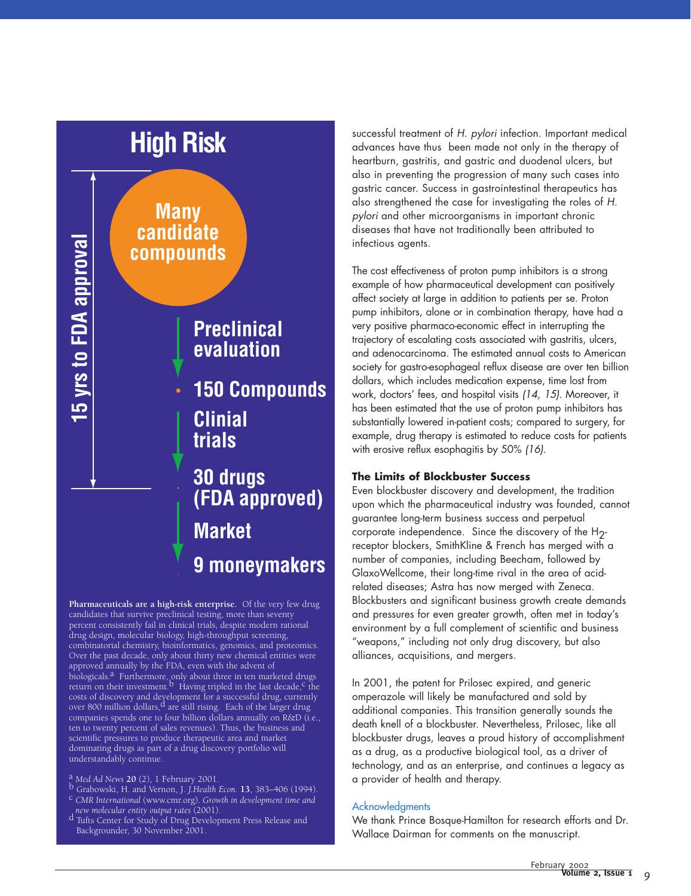## High Risk

15 yrs to FDA approval

**Many candidate compounds**

**Preclinical evaluation**

**150 Compounds**

**Clinial trials**

**30 drugs (FDA approved)**

**Market**

**9 moneymakers**

**Pharmaceuticals are a high-risk enterprise.** Of the very few drug candidates that survive preclinical testing, more than seventy percent consistently fail in clinical trials, despite modern rational drug design, molecular biology, high-throughput screening, combinatorial chemistry, bioinformatics, genomics, and proteomics. Over the past decade, only about thirty new chemical entities were approved annually by the FDA, even with the advent of biologicals.[a] Furthermore, only about three in ten marketed drugs return on their investment.[b] Having tripled in the last decade,[c] the costs of discovery and development for a successful drug, currently over 800 million dollars,[d] are still rising. Each of the larger drug companies spends one to four billion dollars annually on R&D (i.e., ten to twenty percent of sales revenues). Thus, the business and scientific pressures to produce therapeutic area and market dominating drugs as part of a drug discovery portfolio will understandably continue.

[a] *Med Ad News* **20** (2), 1 February 2001.
[b] Grabowski, H. and Vernon, J. *J.Health Econ.* **13**, 383–406 (1994).
[c] *CMR International* (www.cmr.org). *Growth in development time and new molecular entity output rates* (2001).
[d] Tufts Center for Study of Drug Development Press Release and Backgrounder, 30 November 2001.

successful treatment of *H. pylori* infection. Important medical advances have thus been made not only in the therapy of heartburn, gastritis, and gastric and duodenal ulcers, but also in preventing the progression of many such cases into gastric cancer. Success in gastrointestinal therapeutics has also strengthened the case for investigating the roles of *H. pylori* and other microorganisms in important chronic diseases that have not traditionally been attributed to infectious agents.

The cost effectiveness of proton pump inhibitors is a strong example of how pharmaceutical development can positively affect society at large in addition to patients per se. Proton pump inhibitors, alone or in combination therapy, have had a very positive pharmaco-economic effect in interrupting the trajectory of escalating costs associated with gastritis, ulcers, and adenocarcinoma. The estimated annual costs to American society for gastro-esophageal reflux disease are over ten billion dollars, which includes medication expense, time lost from work, doctors' fees, and hospital visits *(14, 15)*. Moreover, it has been estimated that the use of proton pump inhibitors has substantially lowered in-patient costs; compared to surgery, for example, drug therapy is estimated to reduce costs for patients with erosive reflux esophagitis by 50% *(16)*.

### The Limits of Blockbuster Success

Even blockbuster discovery and development, the tradition upon which the pharmaceutical industry was founded, cannot guarantee long-term business success and perpetual corporate independence. Since the discovery of the $H_2$-receptor blockers, SmithKline & French has merged with a number of companies, including Beecham, followed by GlaxoWellcome, their long-time rival in the area of acid-related diseases; Astra has now merged with Zeneca. Blockbusters and significant business growth create demands and pressures for even greater growth, often met in today's environment by a full complement of scientific and business "weapons," including not only drug discovery, but also alliances, acquisitions, and mergers.

In 2001, the patent for Prilosec expired, and generic omperazole will likely be manufactured and sold by additional companies. This transition generally sounds the death knell of a blockbuster. Nevertheless, Prilosec, like all blockbuster drugs, leaves a proud history of accomplishment as a drug, as a productive biological tool, as a driver of technology, and as an enterprise, and continues a legacy as a provider of health and therapy.

### Acknowledgments

We thank Prince Bosque-Hamilton for research efforts and Dr. Wallace Dairman for comments on the manuscript.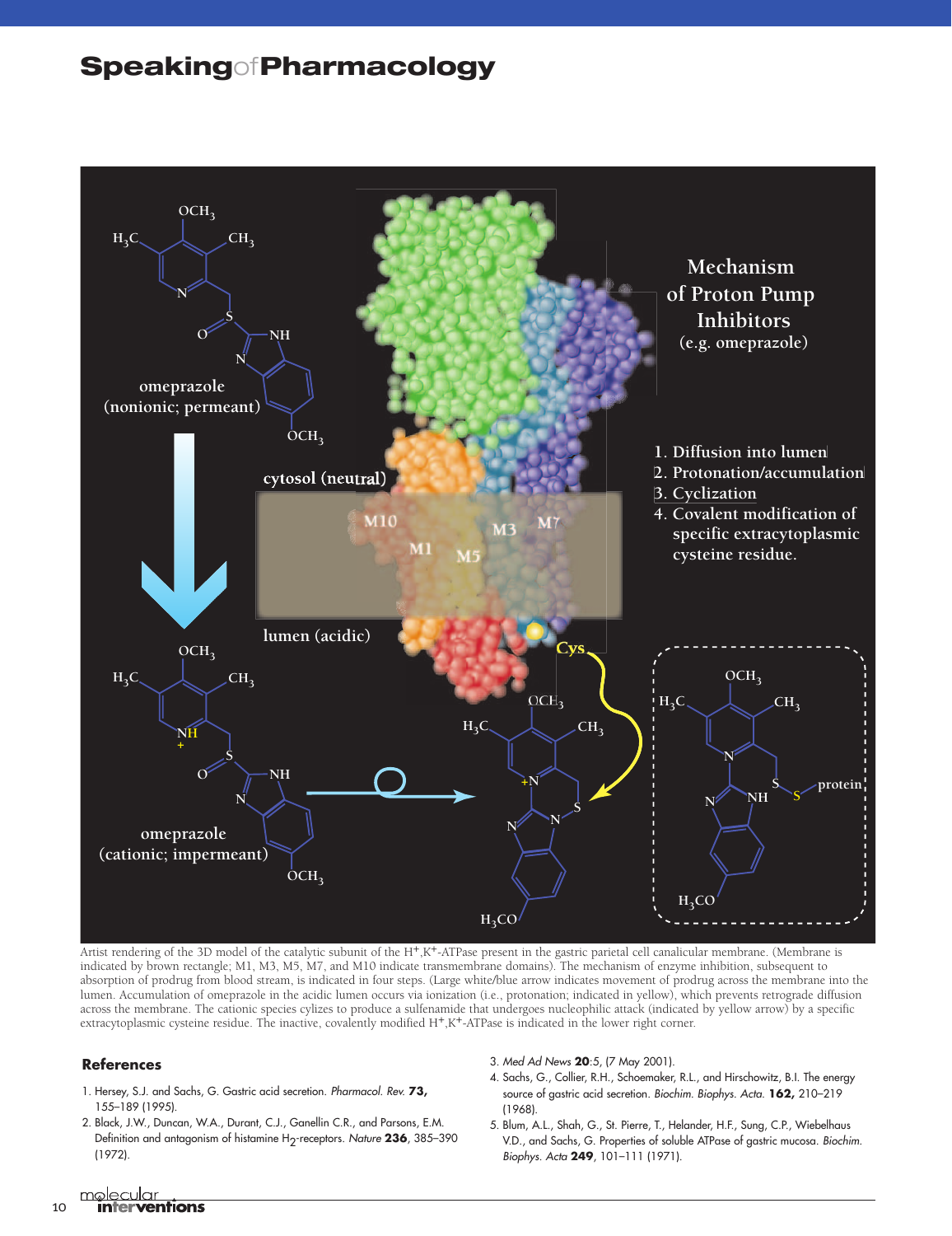Artist rendering of the 3D model of the catalytic subunit of the $H^+,K^+$-ATPase present in the gastric parietal cell canalicular membrane. (Membrane is indicated by brown rectangle; M1, M3, M5, M7, and M10 indicate transmembrane domains). The mechanism of enzyme inhibition, subsequent to absorption of prodrug from blood stream, is indicated in four steps. (Large white/blue arrow indicates movement of prodrug across the membrane into the lumen. Accumulation of omeprazole in the acidic lumen occurs via ionization (i.e., protonation; indicated in yellow), which prevents retrograde diffusion across the membrane. The cationic species cylizes to produce a sulfenamide that undergoes nucleophilic attack (indicated by yellow arrow) by a specific extracytoplasmic cysteine residue. The inactive, covalently modified $H^+,K^+$-ATPase is indicated in the lower right corner.

## References

1. Hersey, S.J. and Sachs, G. Gastric acid secretion. *Pharmacol. Rev.* **73,** 155–189 (1995).
2. Black, J.W., Duncan, W.A., Durant, C.J., Ganellin C.R., and Parsons, E.M. Definition and antagonism of histamine $H_2$-receptors. *Nature* **236**, 385–390 (1972).
3. *Med Ad News* **20**:5, (7 May 2001).
4. Sachs, G., Collier, R.H., Schoemaker, R.L., and Hirschowitz, B.I. The energy source of gastric acid secretion. *Biochim. Biophys. Acta.* **162,** 210–219 (1968).
5. Blum, A.L., Shah, G., St. Pierre, T., Helander, H.F., Sung, C.P., Wiebelhaus V.D., and Sachs, G. Properties of soluble ATPase of gastric mucosa. *Biochim. Biophys. Acta* **249**, 101–111 (1971).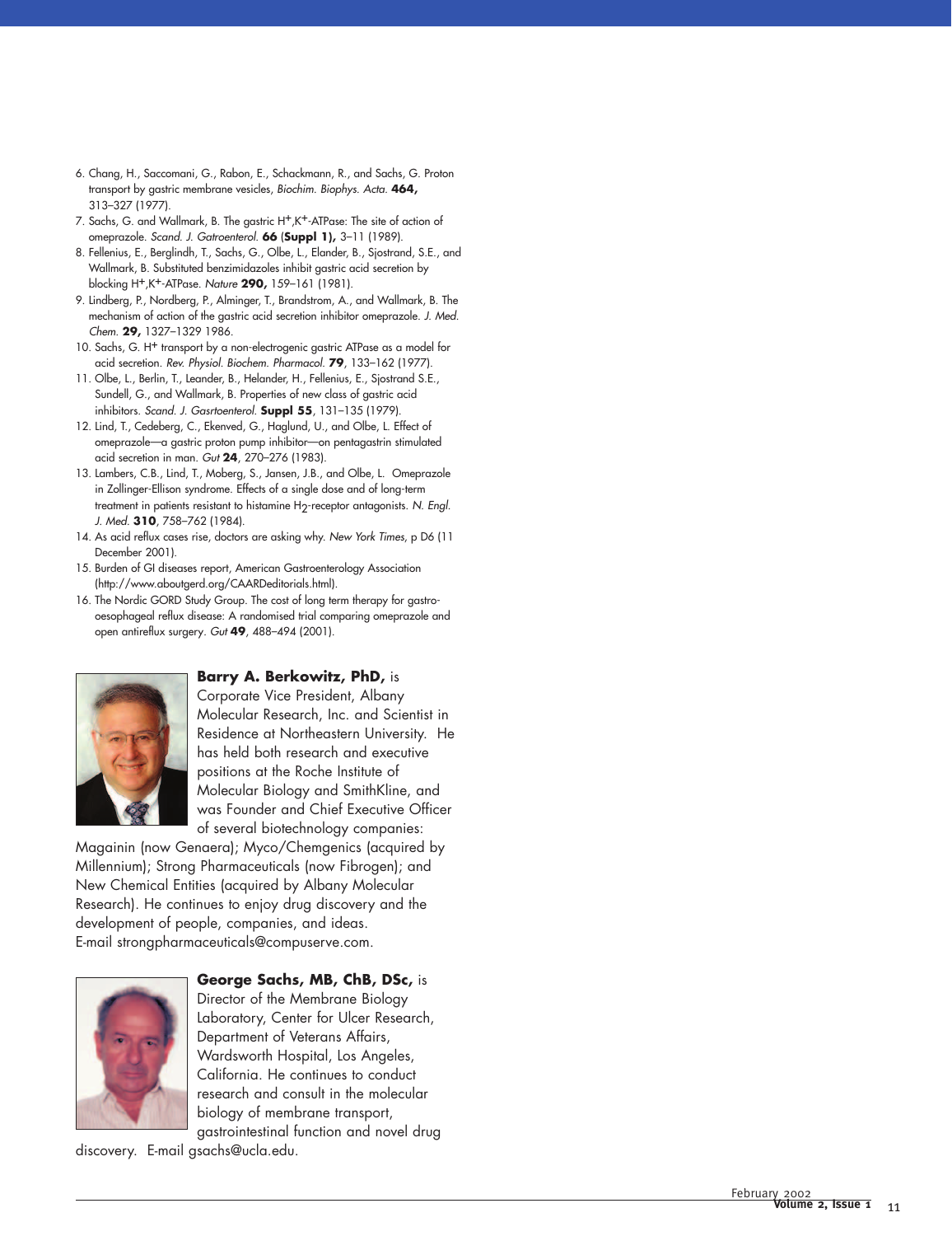6. Chang, H., Saccomani, G., Rabon, E., Schackmann, R., and Sachs, G. Proton transport by gastric membrane vesicles, *Biochim. Biophys. Acta.* **464,** 313–327 (1977).
7. Sachs, G. and Wallmark, B. The gastric $H^+$,$K^+$-ATPase: The site of action of omeprazole. *Scand. J. Gatroenterol.* **66** (**Suppl 1),** 3–11 (1989).
8. Fellenius, E., Berglindh, T., Sachs, G., Olbe, L., Elander, B., Sjostrand, S.E., and Wallmark, B. Substituted benzimidazoles inhibit gastric acid secretion by blocking $H^+$,$K^+$-ATPase. *Nature* **290,** 159–161 (1981).
9. Lindberg, P., Nordberg, P., Alminger, T., Brandstrom, A., and Wallmark, B. The mechanism of action of the gastric acid secretion inhibitor omeprazole. *J. Med. Chem.* **29,** 1327–1329 1986.
10. Sachs, G. $H^+$ transport by a non-electrogenic gastric ATPase as a model for acid secretion. *Rev. Physiol. Biochem. Pharmacol.* **79**, 133–162 (1977).
11. Olbe, L., Berlin, T., Leander, B., Helander, H., Fellenius, E., Sjostrand S.E., Sundell, G., and Wallmark, B. Properties of new class of gastric acid inhibitors. *Scand. J. Gasrtoenterol.* **Suppl 55**, 131–135 (1979).
12. Lind, T., Cedeberg, C., Ekenved, G., Haglund, U., and Olbe, L. Effect of omeprazole—a gastric proton pump inhibitor—on pentagastrin stimulated acid secretion in man. *Gut* **24**, 270–276 (1983).
13. Lambers, C.B., Lind, T., Moberg, S., Jansen, J.B., and Olbe, L. Omeprazole in Zollinger-Ellison syndrome. Effects of a single dose and of long-term treatment in patients resistant to histamine $H_2$-receptor antagonists. *N. Engl. J. Med.* **310**, 758–762 (1984).
14. As acid reflux cases rise, doctors are asking why. *New York Times*, p D6 (11 December 2001).
15. Burden of GI diseases report, American Gastroenterology Association (http://www.aboutgerd.org/CAARDeditorials.html).
16. The Nordic GORD Study Group. The cost of long term therapy for gastro-oesophageal reflux disease: A randomised trial comparing omeprazole and open antireflux surgery. *Gut* **49**, 488–494 (2001).

**Barry A. Berkowitz, PhD,** is Corporate Vice President, Albany Molecular Research, Inc. and Scientist in Residence at Northeastern University. He has held both research and executive positions at the Roche Institute of Molecular Biology and SmithKline, and was Founder and Chief Executive Officer of several biotechnology companies: Magainin (now Genaera); Myco/Chemgenics (acquired by Millennium); Strong Pharmaceuticals (now Fibrogen); and New Chemical Entities (acquired by Albany Molecular Research). He continues to enjoy drug discovery and the development of people, companies, and ideas. E-mail strongpharmaceuticals@compuserve.com.

**George Sachs, MB, ChB, DSc,** is Director of the Membrane Biology Laboratory, Center for Ulcer Research, Department of Veterans Affairs, Wardsworth Hospital, Los Angeles, California. He continues to conduct research and consult in the molecular biology of membrane transport, gastrointestinal function and novel drug discovery. E-mail gsachs@ucla.edu.